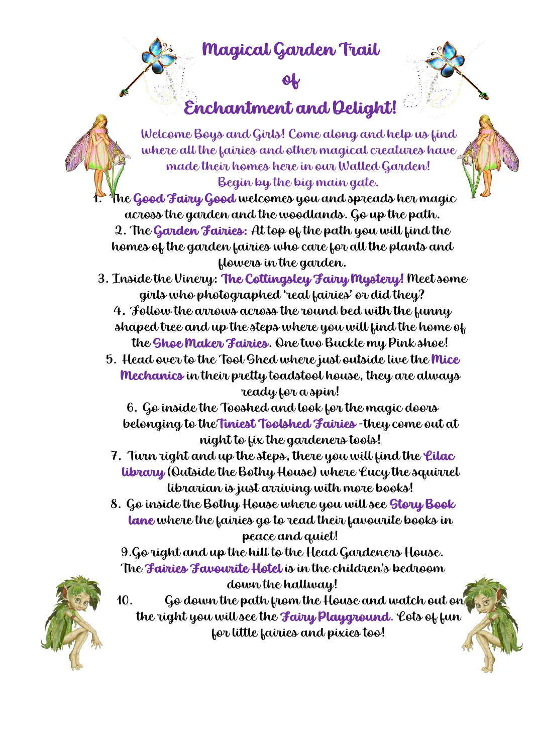# Magical Garden Trail

# of

# Enchantment and Delight!

Welcome Boys and Girls! Come along and help us find where all the fairies and other magical creatures have made their homes here in our Walled Garden!
Begin by the big main gate.

1. The **Good Fairy Good** welcomes you and spreads her magic across the garden and the woodlands. Go up the path.
2. The **Garden Fairies:** At top of the path you will find the homes of the garden fairies who care for all the plants and flowers in the garden.
3. Inside the Vinery: **The Cottingsley Fairy Mystery!** Meet some girls who photographed 'real fairies' or did they?
4. Follow the arrows across the round bed with the funny shaped tree and up the steps where you will find the home of the **Shoe Maker Fairies**. One two Buckle my Pink shoe!
5. Head over to the Tool Shed where just outside live the **Mice Mechanics** in their pretty toadstool house, they are always ready for a spin!
6. Go inside the Tooshed and look for the magic doors belonging to the **Tiniest Toolshed Fairies** -they come out at night to fix the gardeners tools!
7. Turn right and up the steps, there you will find the **Lilac library** (Outside the Bothy House) where Lucy the squirrel librarian is just arriving with more books!
8. Go inside the Bothy House where you will see **Story Book lane** where the fairies go to read their favourite books in peace and quiet!
9. Go right and up the hill to the Head Gardeners House. The **Fairies Favourite Hotel** is in the children's bedroom down the hallway!
10. Go down the path from the House and watch out on the right you will see the **Fairy Playground**. Lots of fun for little fairies and pixies too!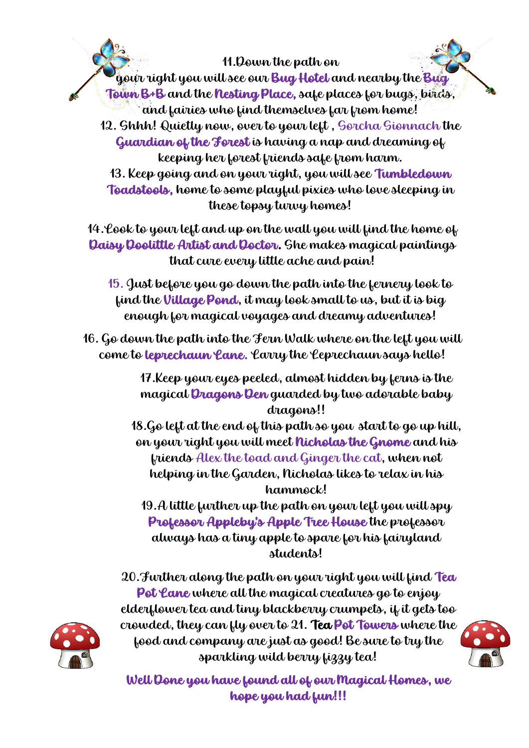11.Down the path on your right you will see our **Bug Hotel** and nearby the **Bug Town B+B** and the **Nesting Place,** safe places for bugs, birds, and fairies who find themselves far from home!

12. Shhh! Quietly now, over to your left , Sorcha Sionnach the **Guardian of the Forest** is having a nap and dreaming of keeping her forest friends safe from harm.

13. Keep going and on your right, you will see **Tumbledown Toadstools,** home to some playful pixies who love sleeping in these topsy turvy homes!

14.Look to your left and up on the wall you will find the home of **Daisy Doolittle Artist and Doctor.** She makes magical paintings that cure every little ache and pain!

15. Just before you go down the path into the fernery look to find the **Village Pond**, it may look small to us, but it is big enough for magical voyages and dreamy adventures!

16. Go down the path into the Fern Walk where on the left you will come to **leprechaun Lane.** Larry the Leprechaun says hello!

17.Keep your eyes peeled, almost hidden by ferns is the magical **Dragons Den** guarded by two adorable baby dragons!!

18.Go left at the end of this path so you start to go up hill, on your right you will meet **Nicholas the Gnome** and his friends Alex the toad and Ginger the cat, when not helping in the Garden, Nicholas likes to relax in his hammock!

19.A little further up the path on your left you will spy **Professor Appleby's Apple Tree House** the professor always has a tiny apple to spare for his fairyland students!

20.Further along the path on your right you will find **Tea Pot Lane** where all the magical creatures go to enjoy elderflower tea and tiny blackberry crumpets, if it gets too crowded, they can fly over to 21. **Tea Pot Towers** where the food and company are just as good! Be sure to try the sparkling wild berry fizzy tea!

**Well Done you have found all of our Magical Homes, we hope you had fun!!!**